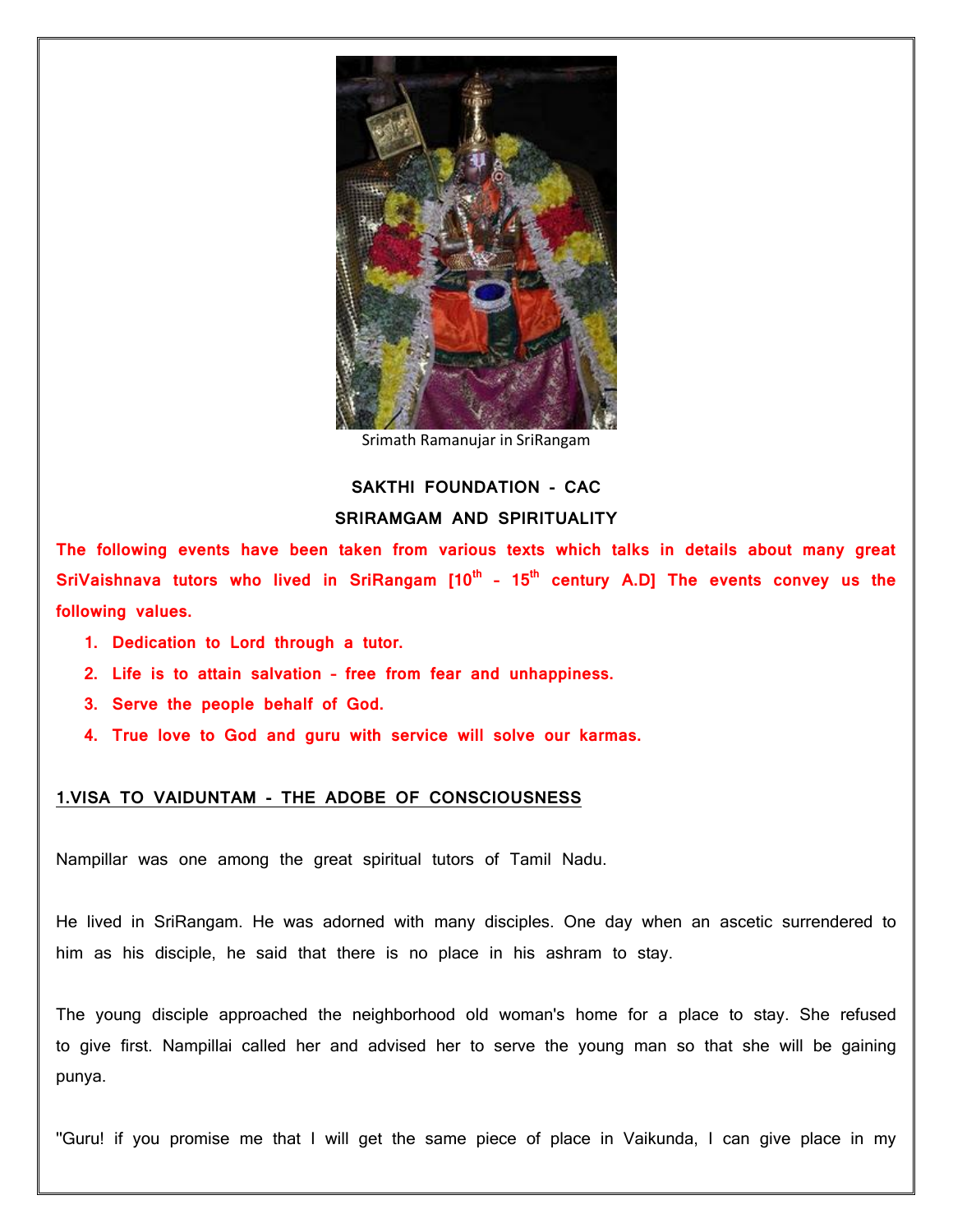Srimath Ramanujar in SriRangam

**SAKTHI FOUNDATION - CAC**

**SRIRAMGAM AND SPIRITUALITY**

**The following events have been taken from various texts which talks in details about many great SriVaishnava tutors who lived in SriRangam [10th - 15th century A.D] The events convey us the following values.**

1. **Dedication to Lord through a tutor.**
2. **Life is to attain salvation - free from fear and unhappiness.**
3. **Serve the people behalf of God.**
4. **True love to God and guru with service will solve our karmas.**

## 1.VISA TO VAIDUNTAM - THE ADOBE OF CONSCIOUSNESS

Nampillar was one among the great spiritual tutors of Tamil Nadu.

He lived in SriRangam. He was adorned with many disciples. One day when an ascetic surrendered to him as his disciple, he said that there is no place in his ashram to stay.

The young disciple approached the neighborhood old woman's home for a place to stay. She refused to give first. Nampillai called her and advised her to serve the young man so that she will be gaining punya.

"Guru! if you promise me that I will get the same piece of place in Vaikunda, I can give place in my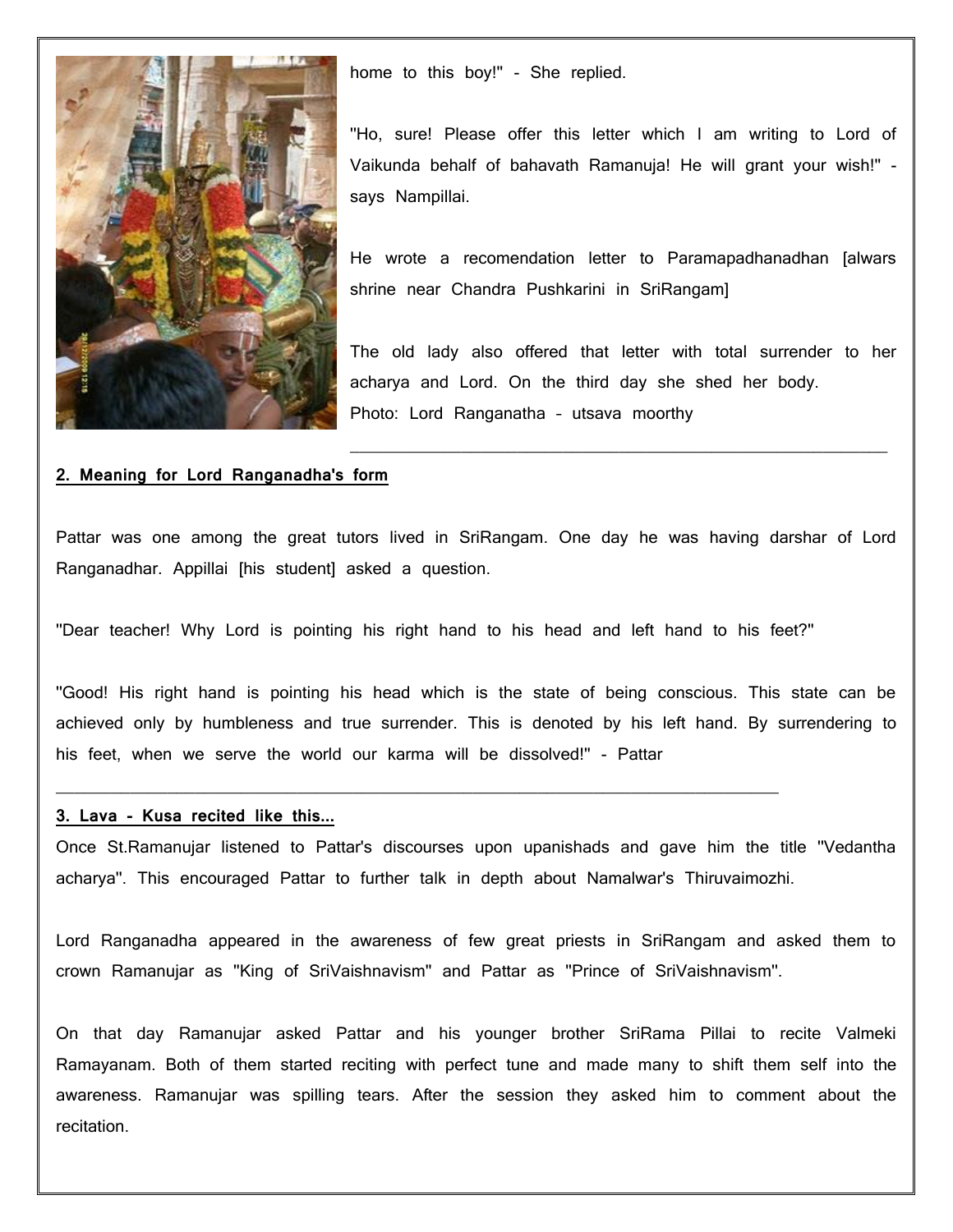home to this boy!" - She replied.

"Ho, sure! Please offer this letter which I am writing to Lord of Vaikunda behalf of bahavath Ramanuja! He will grant your wish!" - says Nampillai.

He wrote a recomendation letter to Paramapadhanadhan [alwars shrine near Chandra Pushkarini in SriRangam]

The old lady also offered that letter with total surrender to her acharya and Lord. On the third day she shed her body.

Photo: Lord Ranganatha – utsava moorthy

---

**2. Meaning for Lord Ranganadha's form**

Pattar was one among the great tutors lived in SriRangam. One day he was having darshar of Lord Ranganadhar. Appillai [his student] asked a question.

"Dear teacher! Why Lord is pointing his right hand to his head and left hand to his feet?"

"Good! His right hand is pointing his head which is the state of being conscious. This state can be achieved only by humbleness and true surrender. This is denoted by his left hand. By surrendering to his feet, when we serve the world our karma will be dissolved!" - Pattar

---

**3. Lava - Kusa recited like this...**

Once St.Ramanujar listened to Pattar's discourses upon upanishads and gave him the title "Vedantha acharya". This encouraged Pattar to further talk in depth about Namalwar's Thiruvaimozhi.

Lord Ranganadha appeared in the awareness of few great priests in SriRangam and asked them to crown Ramanujar as "King of SriVaishnavism" and Pattar as "Prince of SriVaishnavism".

On that day Ramanujar asked Pattar and his younger brother SriRama Pillai to recite Valmeki Ramayanam. Both of them started reciting with perfect tune and made many to shift them self into the awareness. Ramanujar was spilling tears. After the session they asked him to comment about the recitation.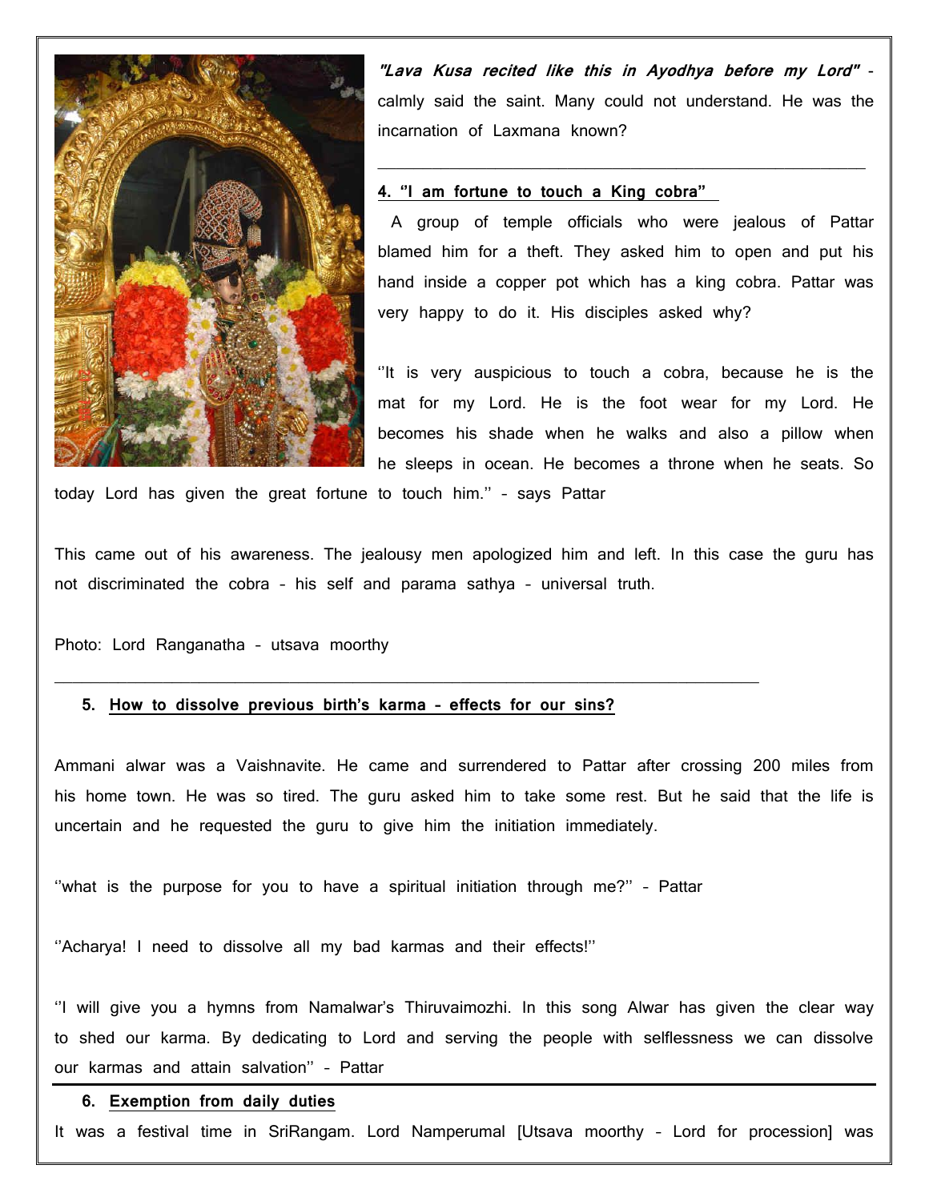***"Lava Kusa recited like this in Ayodhya before my Lord"*** - calmly said the saint. Many could not understand. He was the incarnation of Laxmana known?

---

**4. "I am fortune to touch a King cobra"**

A group of temple officials who were jealous of Pattar blamed him for a theft. They asked him to open and put his hand inside a copper pot which has a king cobra. Pattar was very happy to do it. His disciples asked why?

''It is very auspicious to touch a cobra, because he is the mat for my Lord. He is the foot wear for my Lord. He becomes his shade when he walks and also a pillow when he sleeps in ocean. He becomes a throne when he seats. So today Lord has given the great fortune to touch him.'' – says Pattar

This came out of his awareness. The jealousy men apologized him and left. In this case the guru has not discriminated the cobra – his self and parama sathya – universal truth.

Photo: Lord Ranganatha – utsava moorthy

---

**5. How to dissolve previous birth's karma – effects for our sins?**

Ammani alwar was a Vaishnavite. He came and surrendered to Pattar after crossing 200 miles from his home town. He was so tired. The guru asked him to take some rest. But he said that the life is uncertain and he requested the guru to give him the initiation immediately.

''what is the purpose for you to have a spiritual initiation through me?'' – Pattar

''Acharya! I need to dissolve all my bad karmas and their effects!''

''I will give you a hymns from Namalwar's Thiruvaimozhi. In this song Alwar has given the clear way to shed our karma. By dedicating to Lord and serving the people with selflessness we can dissolve our karmas and attain salvation'' – Pattar

---

**6. Exemption from daily duties**

It was a festival time in SriRangam. Lord Namperumal [Utsava moorthy – Lord for procession] was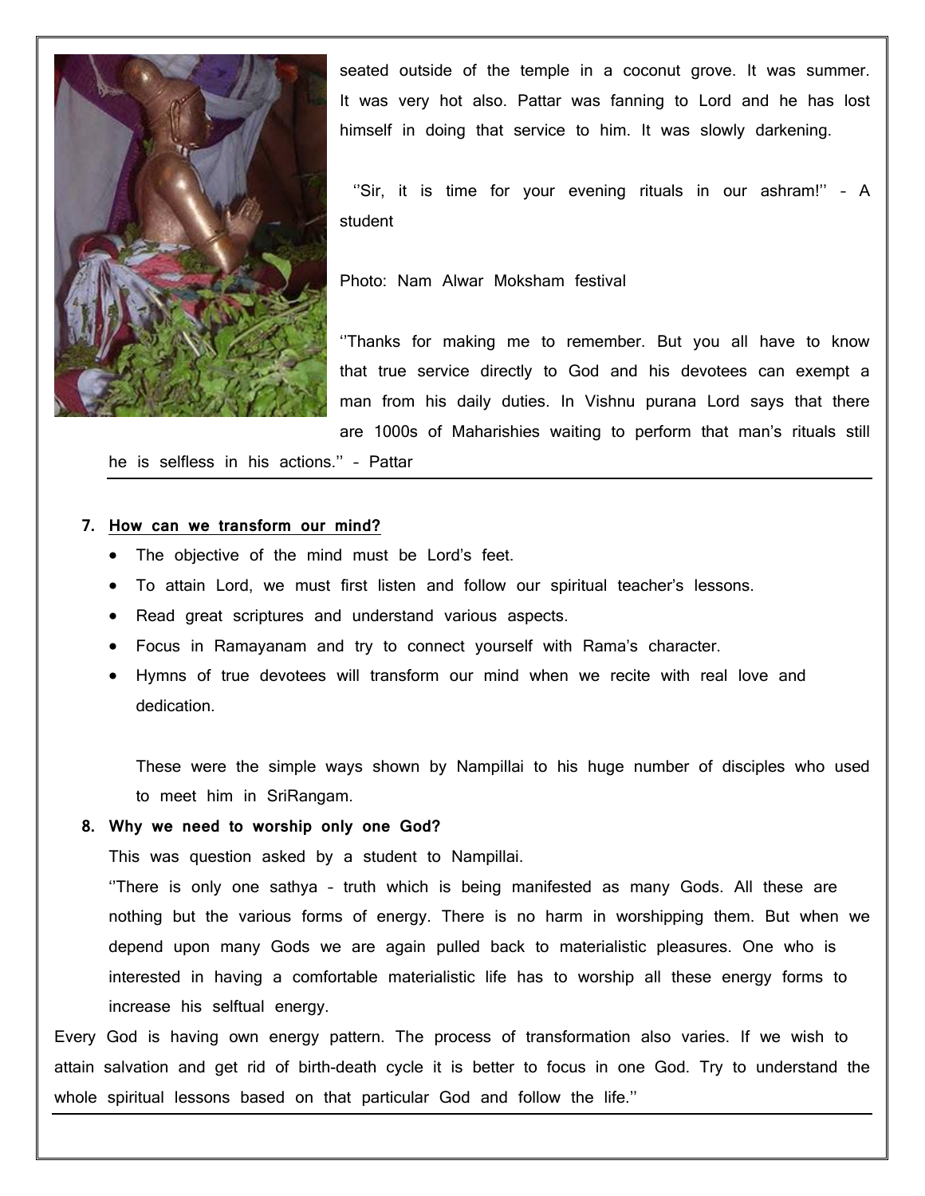seated outside of the temple in a coconut grove. It was summer. It was very hot also. Pattar was fanning to Lord and he has lost himself in doing that service to him. It was slowly darkening.

''Sir, it is time for your evening rituals in our ashram!'' – A student

Photo: Nam Alwar Moksham festival

''Thanks for making me to remember. But you all have to know that true service directly to God and his devotees can exempt a man from his daily duties. In Vishnu purana Lord says that there are 1000s of Maharishies waiting to perform that man's rituals still he is selfless in his actions.'' – Pattar

7. **How can we transform our mind?**
   - The objective of the mind must be Lord's feet.
   - To attain Lord, we must first listen and follow our spiritual teacher's lessons.
   - Read great scriptures and understand various aspects.
   - Focus in Ramayanam and try to connect yourself with Rama's character.
   - Hymns of true devotees will transform our mind when we recite with real love and dedication.

   These were the simple ways shown by Nampillai to his huge number of disciples who used to meet him in SriRangam.

8. **Why we need to worship only one God?**

   This was question asked by a student to Nampillai.

   ''There is only one sathya – truth which is being manifested as many Gods. All these are nothing but the various forms of energy. There is no harm in worshipping them. But when we depend upon many Gods we are again pulled back to materialistic pleasures. One who is interested in having a comfortable materialistic life has to worship all these energy forms to increase his selftual energy.

Every God is having own energy pattern. The process of transformation also varies. If we wish to attain salvation and get rid of birth-death cycle it is better to focus in one God. Try to understand the whole spiritual lessons based on that particular God and follow the life.''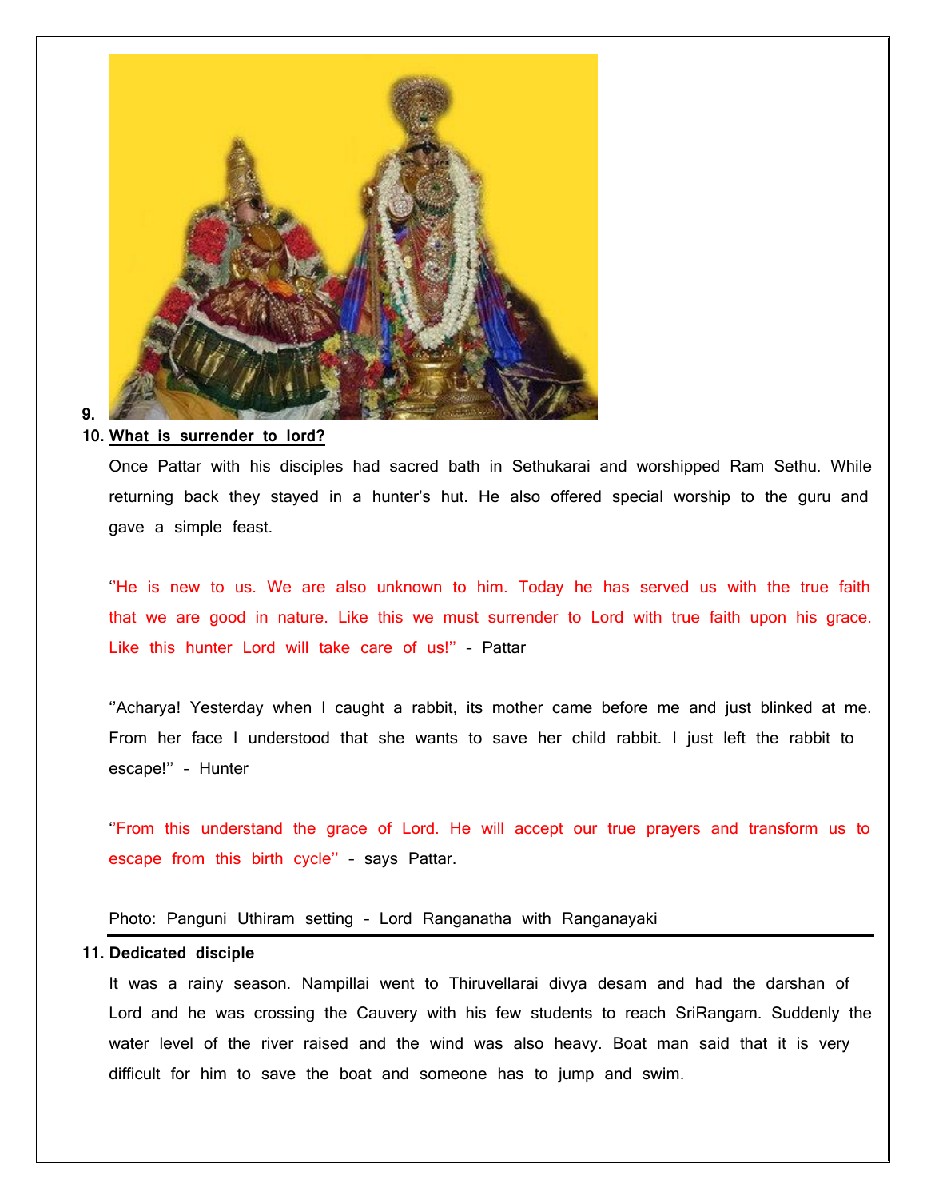9.

10. **What is surrender to lord?**

Once Pattar with his disciples had sacred bath in Sethukarai and worshipped Ram Sethu. While returning back they stayed in a hunter's hut. He also offered special worship to the guru and gave a simple feast.

''He is new to us. We are also unknown to him. Today he has served us with the true faith that we are good in nature. Like this we must surrender to Lord with true faith upon his grace. Like this hunter Lord will take care of us!'' – Pattar

''Acharya! Yesterday when I caught a rabbit, its mother came before me and just blinked at me. From her face I understood that she wants to save her child rabbit. I just left the rabbit to escape!'' – Hunter

''From this understand the grace of Lord. He will accept our true prayers and transform us to escape from this birth cycle'' – says Pattar.

Photo: Panguni Uthiram setting – Lord Ranganatha with Ranganayaki

11. **Dedicated disciple**

It was a rainy season. Nampillai went to Thiruvellarai divya desam and had the darshan of Lord and he was crossing the Cauvery with his few students to reach SriRangam. Suddenly the water level of the river raised and the wind was also heavy. Boat man said that it is very difficult for him to save the boat and someone has to jump and swim.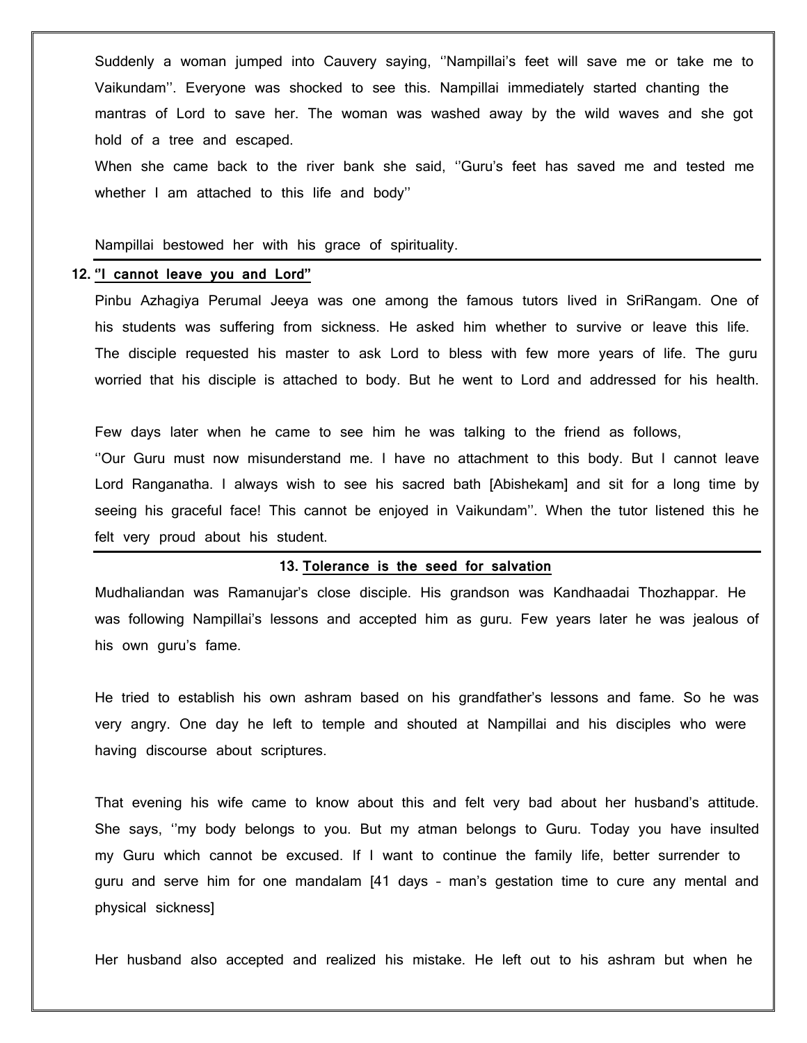Suddenly a woman jumped into Cauvery saying, ''Nampillai's feet will save me or take me to Vaikundam''. Everyone was shocked to see this. Nampillai immediately started chanting the mantras of Lord to save her. The woman was washed away by the wild waves and she got hold of a tree and escaped.

When she came back to the river bank she said, ''Guru's feet has saved me and tested me whether I am attached to this life and body''

Nampillai bestowed her with his grace of spirituality.

---

**12. ''I cannot leave you and Lord''**

Pinbu Azhagiya Perumal Jeeya was one among the famous tutors lived in SriRangam. One of his students was suffering from sickness. He asked him whether to survive or leave this life. The disciple requested his master to ask Lord to bless with few more years of life. The guru worried that his disciple is attached to body. But he went to Lord and addressed for his health.

Few days later when he came to see him he was talking to the friend as follows,

''Our Guru must now misunderstand me. I have no attachment to this body. But I cannot leave Lord Ranganatha. I always wish to see his sacred bath [Abishekam] and sit for a long time by seeing his graceful face! This cannot be enjoyed in Vaikundam''. When the tutor listened this he felt very proud about his student.

---

**13. Tolerance is the seed for salvation**

Mudhaliandan was Ramanujar's close disciple. His grandson was Kandhaadai Thozhappar. He was following Nampillai's lessons and accepted him as guru. Few years later he was jealous of his own guru's fame.

He tried to establish his own ashram based on his grandfather's lessons and fame. So he was very angry. One day he left to temple and shouted at Nampillai and his disciples who were having discourse about scriptures.

That evening his wife came to know about this and felt very bad about her husband's attitude. She says, ''my body belongs to you. But my atman belongs to Guru. Today you have insulted my Guru which cannot be excused. If I want to continue the family life, better surrender to guru and serve him for one mandalam [41 days – man's gestation time to cure any mental and physical sickness]

Her husband also accepted and realized his mistake. He left out to his ashram but when he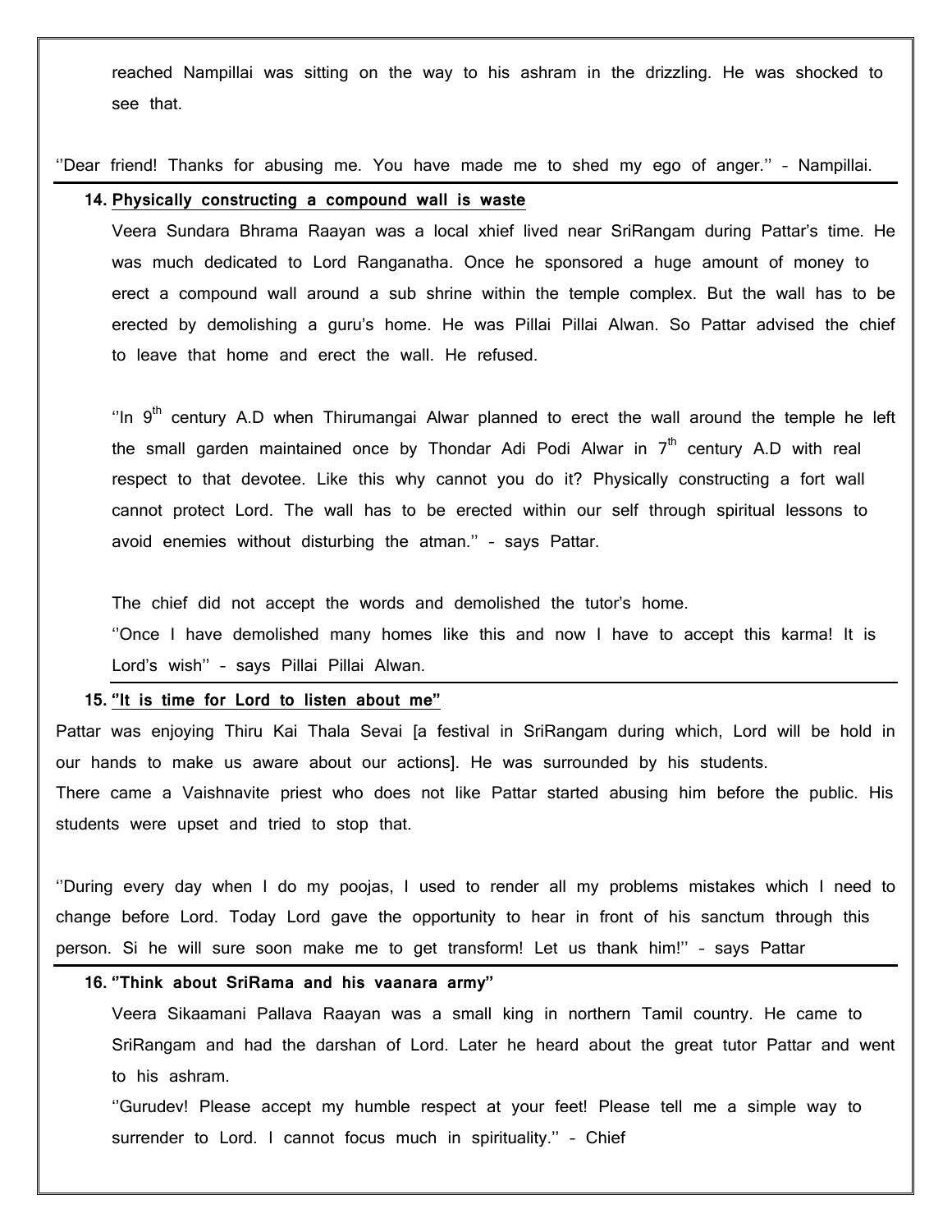reached Nampillai was sitting on the way to his ashram in the drizzling. He was shocked to see that.

''Dear friend! Thanks for abusing me. You have made me to shed my ego of anger.'' – Nampillai.

---

### 14. Physically constructing a compound wall is waste

Veera Sundara Bhrama Raayan was a local xhief lived near SriRangam during Pattar's time. He was much dedicated to Lord Ranganatha. Once he sponsored a huge amount of money to erect a compound wall around a sub shrine within the temple complex. But the wall has to be erected by demolishing a guru's home. He was Pillai Pillai Alwan. So Pattar advised the chief to leave that home and erect the wall. He refused.

''In 9th century A.D when Thirumangai Alwar planned to erect the wall around the temple he left the small garden maintained once by Thondar Adi Podi Alwar in 7th century A.D with real respect to that devotee. Like this why cannot you do it? Physically constructing a fort wall cannot protect Lord. The wall has to be erected within our self through spiritual lessons to avoid enemies without disturbing the atman.'' – says Pattar.

The chief did not accept the words and demolished the tutor's home.

''Once I have demolished many homes like this and now I have to accept this karma! It is Lord's wish'' – says Pillai Pillai Alwan.

---

### 15. ''It is time for Lord to listen about me''

Pattar was enjoying Thiru Kai Thala Sevai [a festival in SriRangam during which, Lord will be hold in our hands to make us aware about our actions]. He was surrounded by his students.
There came a Vaishnavite priest who does not like Pattar started abusing him before the public. His students were upset and tried to stop that.

''During every day when I do my poojas, I used to render all my problems mistakes which I need to change before Lord. Today Lord gave the opportunity to hear in front of his sanctum through this person. Si he will sure soon make me to get transform! Let us thank him!'' – says Pattar

---

### 16. ''Think about SriRama and his vaanara army''

Veera Sikaamani Pallava Raayan was a small king in northern Tamil country. He came to SriRangam and had the darshan of Lord. Later he heard about the great tutor Pattar and went to his ashram.

''Gurudev! Please accept my humble respect at your feet! Please tell me a simple way to surrender to Lord. I cannot focus much in spirituality.'' – Chief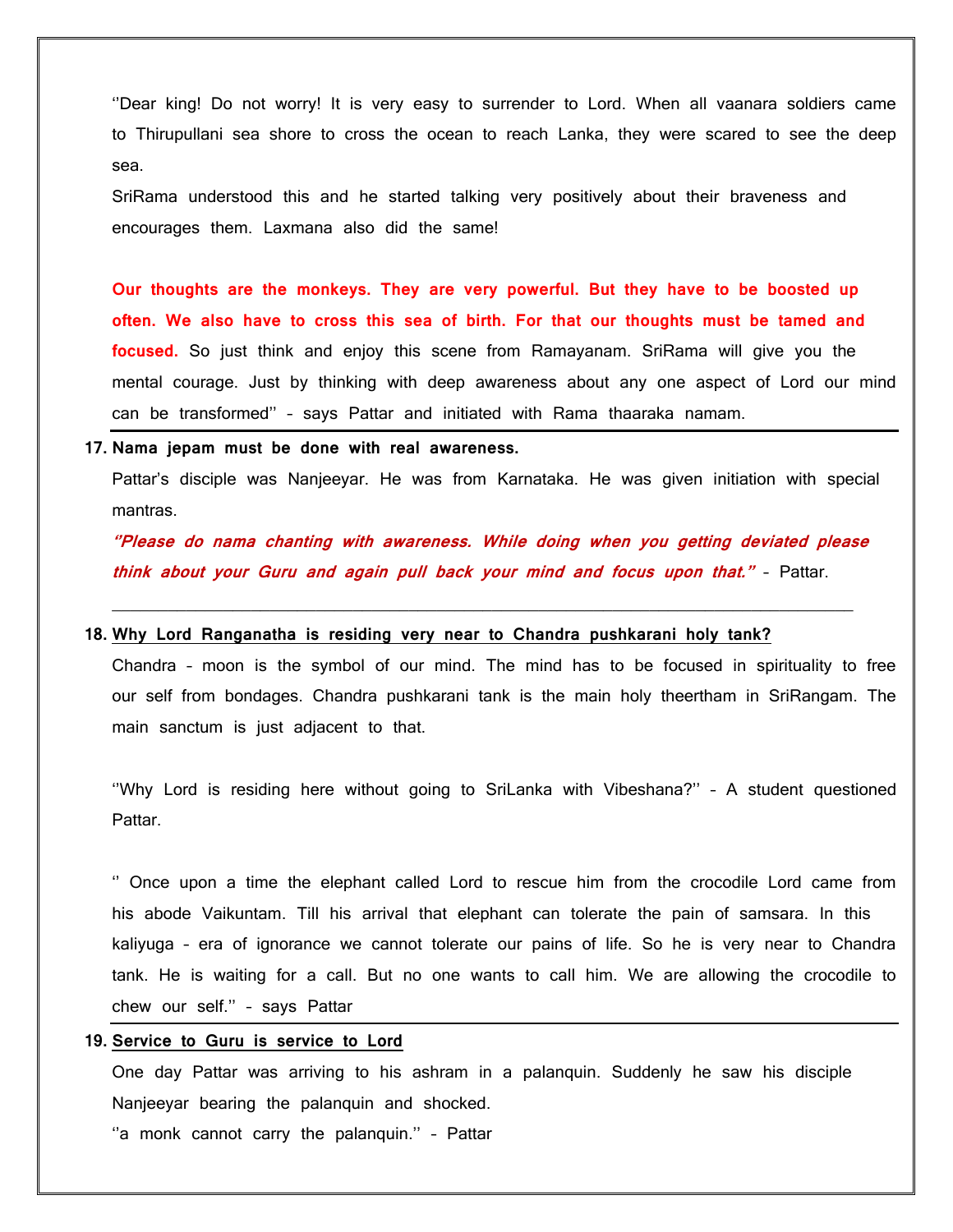''Dear king! Do not worry! It is very easy to surrender to Lord. When all vaanara soldiers came to Thirupullani sea shore to cross the ocean to reach Lanka, they were scared to see the deep sea.

SriRama understood this and he started talking very positively about their braveness and encourages them. Laxmana also did the same!

**Our thoughts are the monkeys. They are very powerful. But they have to be boosted up often. We also have to cross this sea of birth. For that our thoughts must be tamed and focused.** So just think and enjoy this scene from Ramayanam. SriRama will give you the mental courage. Just by thinking with deep awareness about any one aspect of Lord our mind can be transformed'' – says Pattar and initiated with Rama thaaraka namam.

---

17. **Nama jepam must be done with real awareness.**

Pattar's disciple was Nanjeeyar. He was from Karnataka. He was given initiation with special mantras.

***''Please do nama chanting with awareness. While doing when you getting deviated please think about your Guru and again pull back your mind and focus upon that.''*** – Pattar.

---

18. **Why Lord Ranganatha is residing very near to Chandra pushkarani holy tank?**

Chandra – moon is the symbol of our mind. The mind has to be focused in spirituality to free our self from bondages. Chandra pushkarani tank is the main holy theertham in SriRangam. The main sanctum is just adjacent to that.

''Why Lord is residing here without going to SriLanka with Vibeshana?'' – A student questioned Pattar.

'' Once upon a time the elephant called Lord to rescue him from the crocodile Lord came from his abode Vaikuntam. Till his arrival that elephant can tolerate the pain of samsara. In this kaliyuga – era of ignorance we cannot tolerate our pains of life. So he is very near to Chandra tank. He is waiting for a call. But no one wants to call him. We are allowing the crocodile to chew our self.'' – says Pattar

---

19. **Service to Guru is service to Lord**

One day Pattar was arriving to his ashram in a palanquin. Suddenly he saw his disciple Nanjeeyar bearing the palanquin and shocked.

''a monk cannot carry the palanquin.'' – Pattar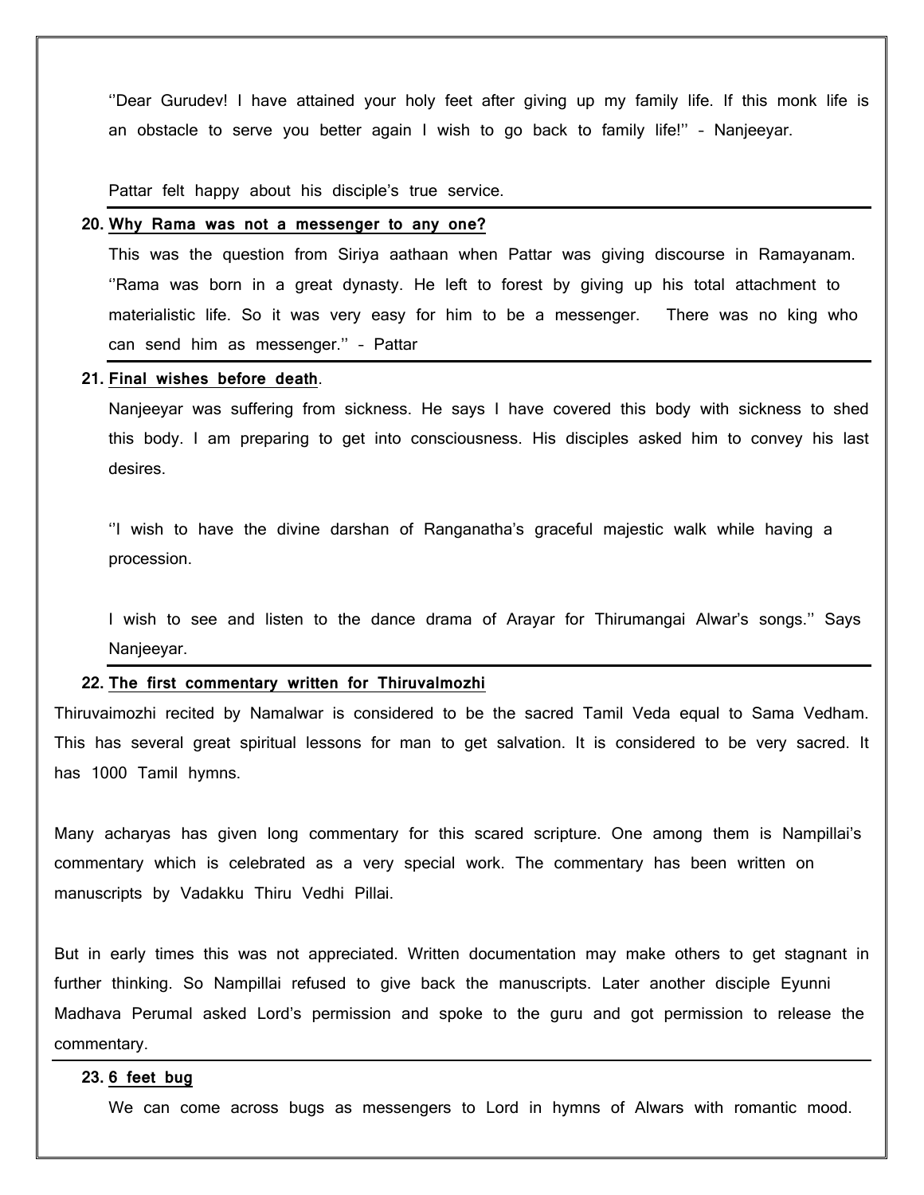''Dear Gurudev! I have attained your holy feet after giving up my family life. If this monk life is an obstacle to serve you better again I wish to go back to family life!'' – Nanjeeyar.

Pattar felt happy about his disciple's true service.

20. **Why Rama was not a messenger to any one?**

This was the question from Siriya aathaan when Pattar was giving discourse in Ramayanam. ''Rama was born in a great dynasty. He left to forest by giving up his total attachment to materialistic life. So it was very easy for him to be a messenger. There was no king who can send him as messenger.'' – Pattar

21. **Final wishes before death**.

Nanjeeyar was suffering from sickness. He says I have covered this body with sickness to shed this body. I am preparing to get into consciousness. His disciples asked him to convey his last desires.

''I wish to have the divine darshan of Ranganatha's graceful majestic walk while having a procession.

I wish to see and listen to the dance drama of Arayar for Thirumangai Alwar's songs.'' Says Nanjeeyar.

22. **The first commentary written for Thiruvalmozhi**

Thiruvaimozhi recited by Namalwar is considered to be the sacred Tamil Veda equal to Sama Vedham. This has several great spiritual lessons for man to get salvation. It is considered to be very sacred. It has 1000 Tamil hymns.

Many acharyas has given long commentary for this scared scripture. One among them is Nampillai's commentary which is celebrated as a very special work. The commentary has been written on manuscripts by Vadakku Thiru Vedhi Pillai.

But in early times this was not appreciated. Written documentation may make others to get stagnant in further thinking. So Nampillai refused to give back the manuscripts. Later another disciple Eyunni Madhava Perumal asked Lord's permission and spoke to the guru and got permission to release the commentary.

23. **6 feet bug**

We can come across bugs as messengers to Lord in hymns of Alwars with romantic mood.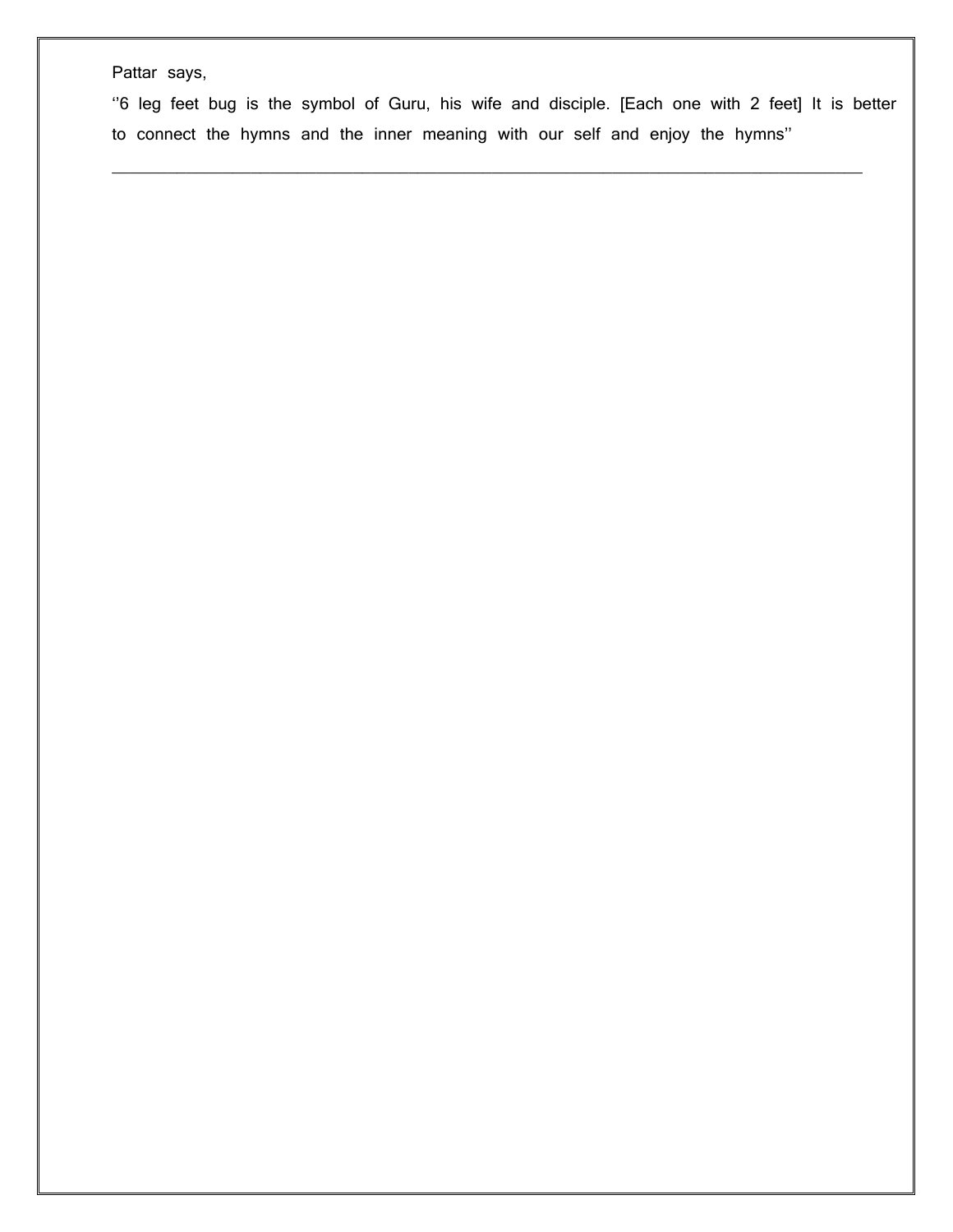Pattar says,

''6 leg feet bug is the symbol of Guru, his wife and disciple. [Each one with 2 feet] It is better to connect the hymns and the inner meaning with our self and enjoy the hymns''

---